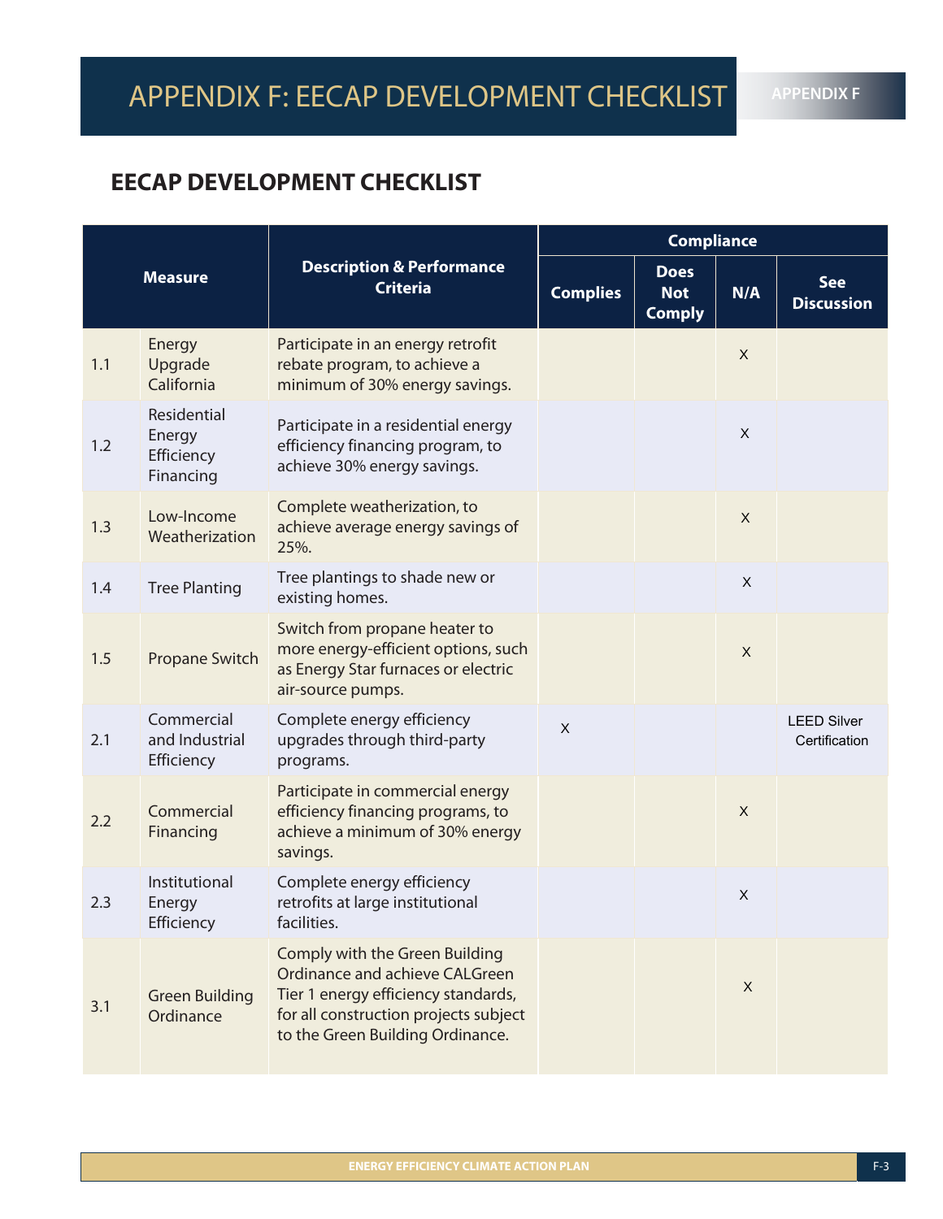# APPENDIX F: EECAP DEVELOPMENT CHECKLIST

## EECAP DEVELOPMENT CHECKLIST

| Measure | | Description & Performance Criteria | Compliance | | | |
|---|---|---|---|---|---|---|
| | | | Complies | Does Not Comply | N/A | See Discussion |
| 1.1 | Energy Upgrade California | Participate in an energy retrofit rebate program, to achieve a minimum of 30% energy savings. | | | X | |
| 1.2 | Residential Energy Efficiency Financing | Participate in a residential energy efficiency financing program, to achieve 30% energy savings. | | | X | |
| 1.3 | Low-Income Weatherization | Complete weatherization, to achieve average energy savings of 25%. | | | X | |
| 1.4 | Tree Planting | Tree plantings to shade new or existing homes. | | | X | |
| 1.5 | Propane Switch | Switch from propane heater to more energy-efficient options, such as Energy Star furnaces or electric air-source pumps. | | | X | |
| 2.1 | Commercial and Industrial Efficiency | Complete energy efficiency upgrades through third-party programs. | X | | | LEED Silver Certification |
| 2.2 | Commercial Financing | Participate in commercial energy efficiency financing programs, to achieve a minimum of 30% energy savings. | | | X | |
| 2.3 | Institutional Energy Efficiency | Complete energy efficiency retrofits at large institutional facilities. | | | X | |
| 3.1 | Green Building Ordinance | Comply with the Green Building Ordinance and achieve CALGreen Tier 1 energy efficiency standards, for all construction projects subject to the Green Building Ordinance. | | | X | |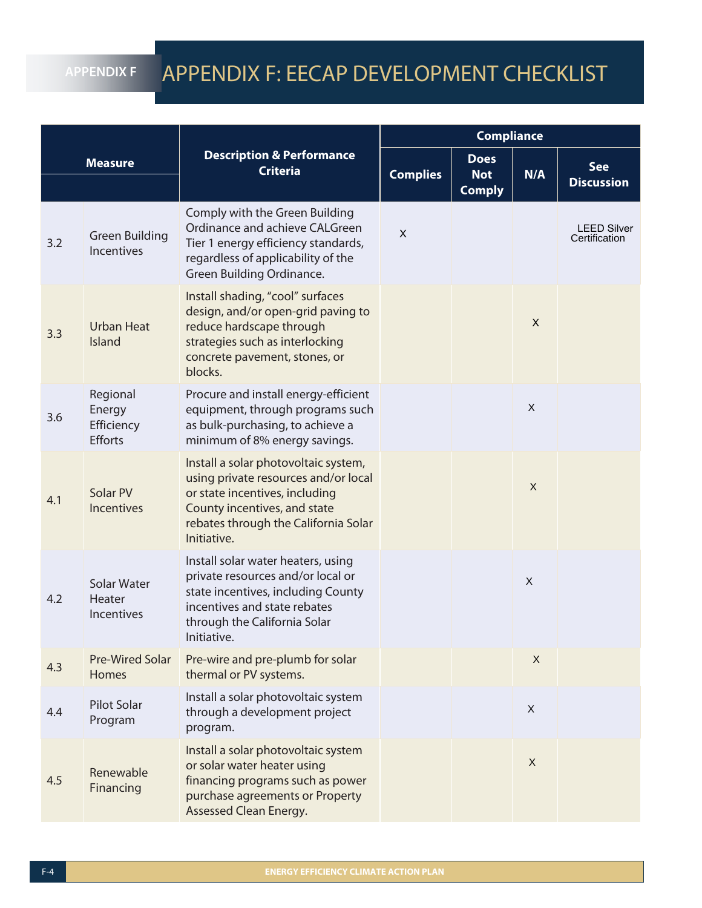# APPENDIX F: EECAP DEVELOPMENT CHECKLIST

| Measure | | Description & Performance Criteria | Compliance | | | |
|---|---|---|---|---|---|---|
| | | | Complies | Does Not Comply | N/A | See Discussion |
| 3.2 | Green Building Incentives | Comply with the Green Building Ordinance and achieve CALGreen Tier 1 energy efficiency standards, regardless of applicability of the Green Building Ordinance. | X | | | LEED Silver Certification |
| 3.3 | Urban Heat Island | Install shading, "cool" surfaces design, and/or open-grid paving to reduce hardscape through strategies such as interlocking concrete pavement, stones, or blocks. | | | X | |
| 3.6 | Regional Energy Efficiency Efforts | Procure and install energy-efficient equipment, through programs such as bulk-purchasing, to achieve a minimum of 8% energy savings. | | | X | |
| 4.1 | Solar PV Incentives | Install a solar photovoltaic system, using private resources and/or local or state incentives, including County incentives, and state rebates through the California Solar Initiative. | | | X | |
| 4.2 | Solar Water Heater Incentives | Install solar water heaters, using private resources and/or local or state incentives, including County incentives and state rebates through the California Solar Initiative. | | | X | |
| 4.3 | Pre-Wired Solar Homes | Pre-wire and pre-plumb for solar thermal or PV systems. | | | X | |
| 4.4 | Pilot Solar Program | Install a solar photovoltaic system through a development project program. | | | X | |
| 4.5 | Renewable Financing | Install a solar photovoltaic system or solar water heater using financing programs such as power purchase agreements or Property Assessed Clean Energy. | | | X | |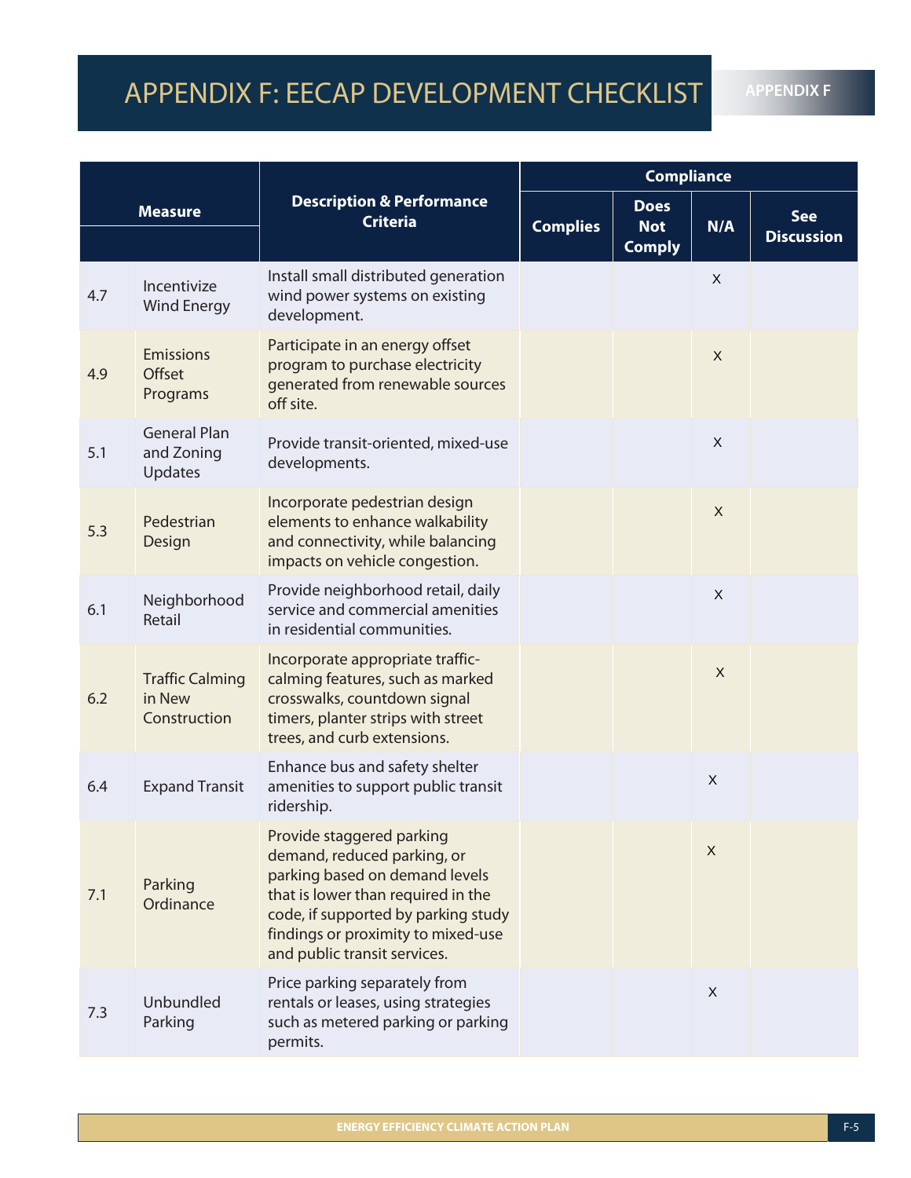# APPENDIX F: EECAP DEVELOPMENT CHECKLIST

| Measure | | Description & Performance Criteria | Compliance | | | |
|---|---|---|---|---|---|---|
| | | | Complies | Does Not Comply | N/A | See Discussion |
| 4.7 | Incentivize Wind Energy | Install small distributed generation wind power systems on existing development. | | | X | |
| 4.9 | Emissions Offset Programs | Participate in an energy offset program to purchase electricity generated from renewable sources off site. | | | X | |
| 5.1 | General Plan and Zoning Updates | Provide transit-oriented, mixed-use developments. | | | X | |
| 5.3 | Pedestrian Design | Incorporate pedestrian design elements to enhance walkability and connectivity, while balancing impacts on vehicle congestion. | | | X | |
| 6.1 | Neighborhood Retail | Provide neighborhood retail, daily service and commercial amenities in residential communities. | | | X | |
| 6.2 | Traffic Calming in New Construction | Incorporate appropriate traffic-calming features, such as marked crosswalks, countdown signal timers, planter strips with street trees, and curb extensions. | | | X | |
| 6.4 | Expand Transit | Enhance bus and safety shelter amenities to support public transit ridership. | | | X | |
| 7.1 | Parking Ordinance | Provide staggered parking demand, reduced parking, or parking based on demand levels that is lower than required in the code, if supported by parking study findings or proximity to mixed-use and public transit services. | | | X | |
| 7.3 | Unbundled Parking | Price parking separately from rentals or leases, using strategies such as metered parking or parking permits. | | | X | |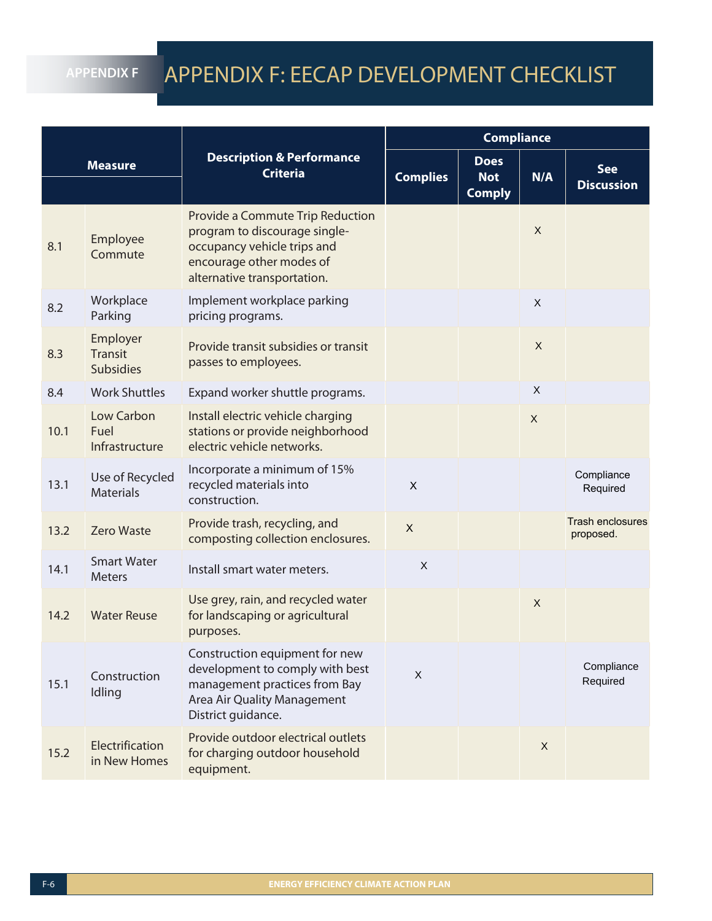# APPENDIX F: EECAP DEVELOPMENT CHECKLIST

| Measure | | Description & Performance Criteria | Compliance | | | |
|---|---|---|---|---|---|---|
| | | | Complies | Does Not Comply | N/A | See Discussion |
| 8.1 | Employee Commute | Provide a Commute Trip Reduction program to discourage single-occupancy vehicle trips and encourage other modes of alternative transportation. | | | X | |
| 8.2 | Workplace Parking | Implement workplace parking pricing programs. | | | X | |
| 8.3 | Employer Transit Subsidies | Provide transit subsidies or transit passes to employees. | | | X | |
| 8.4 | Work Shuttles | Expand worker shuttle programs. | | | X | |
| 10.1 | Low Carbon Fuel Infrastructure | Install electric vehicle charging stations or provide neighborhood electric vehicle networks. | | | X | |
| 13.1 | Use of Recycled Materials | Incorporate a minimum of 15% recycled materials into construction. | X | | | Compliance Required |
| 13.2 | Zero Waste | Provide trash, recycling, and composting collection enclosures. | X | | | Trash enclosures proposed. |
| 14.1 | Smart Water Meters | Install smart water meters. | X | | | |
| 14.2 | Water Reuse | Use grey, rain, and recycled water for landscaping or agricultural purposes. | | | X | |
| 15.1 | Construction Idling | Construction equipment for new development to comply with best management practices from Bay Area Air Quality Management District guidance. | X | | | Compliance Required |
| 15.2 | Electrification in New Homes | Provide outdoor electrical outlets for charging outdoor household equipment. | | | X | |